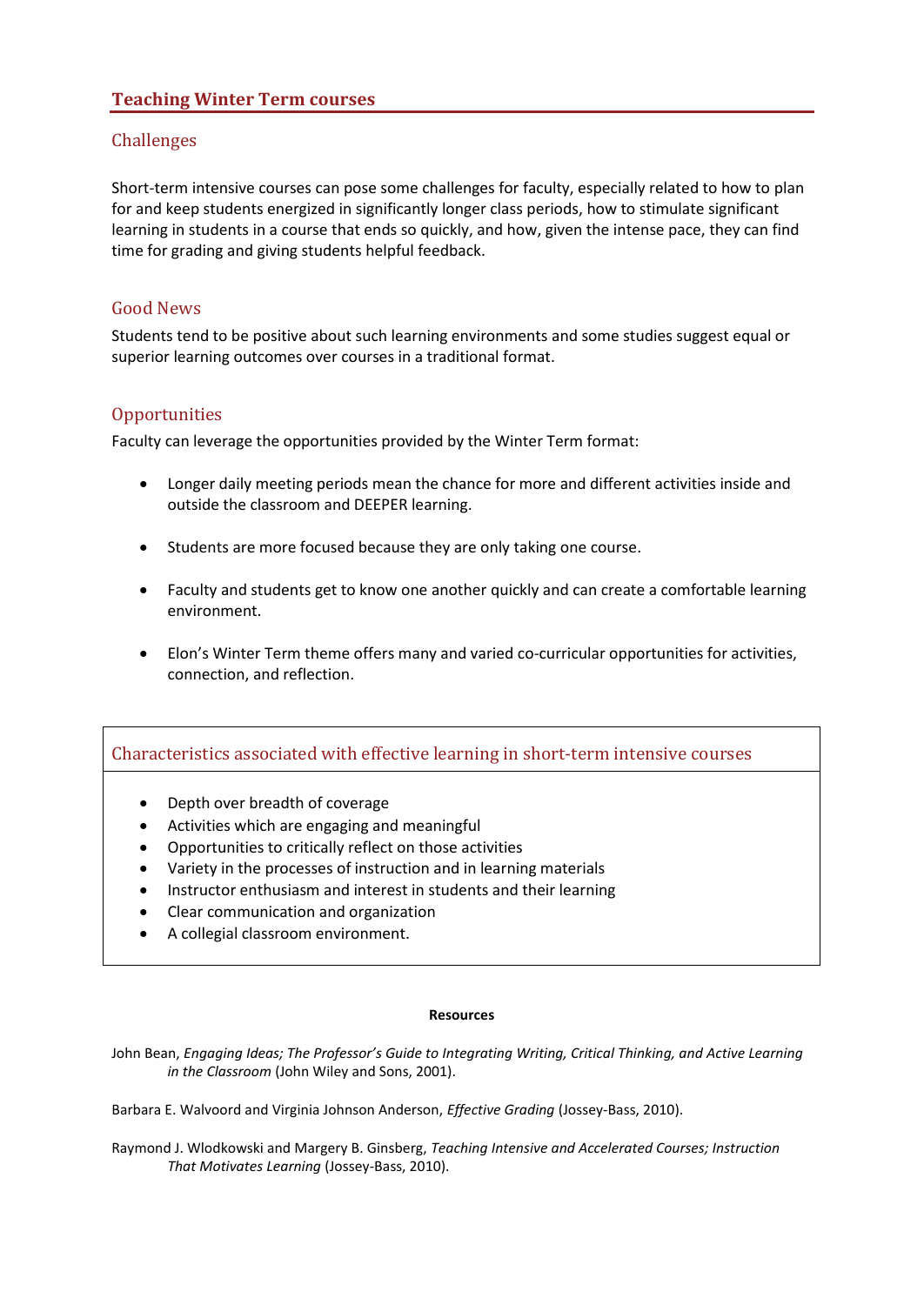# Teaching Winter Term courses

## Challenges

Short-term intensive courses can pose some challenges for faculty, especially related to how to plan for and keep students energized in significantly longer class periods, how to stimulate significant learning in students in a course that ends so quickly, and how, given the intense pace, they can find time for grading and giving students helpful feedback.

## Good News

Students tend to be positive about such learning environments and some studies suggest equal or superior learning outcomes over courses in a traditional format.

## Opportunities

Faculty can leverage the opportunities provided by the Winter Term format:

- Longer daily meeting periods mean the chance for more and different activities inside and outside the classroom and DEEPER learning.
- Students are more focused because they are only taking one course.
- Faculty and students get to know one another quickly and can create a comfortable learning environment.
- Elon's Winter Term theme offers many and varied co-curricular opportunities for activities, connection, and reflection.

## Characteristics associated with effective learning in short-term intensive courses

- Depth over breadth of coverage
- Activities which are engaging and meaningful
- Opportunities to critically reflect on those activities
- Variety in the processes of instruction and in learning materials
- Instructor enthusiasm and interest in students and their learning
- Clear communication and organization
- A collegial classroom environment.

**Resources**

John Bean, *Engaging Ideas; The Professor's Guide to Integrating Writing, Critical Thinking, and Active Learning in the Classroom* (John Wiley and Sons, 2001).

Barbara E. Walvoord and Virginia Johnson Anderson, *Effective Grading* (Jossey-Bass, 2010).

Raymond J. Wlodkowski and Margery B. Ginsberg, *Teaching Intensive and Accelerated Courses; Instruction That Motivates Learning* (Jossey-Bass, 2010).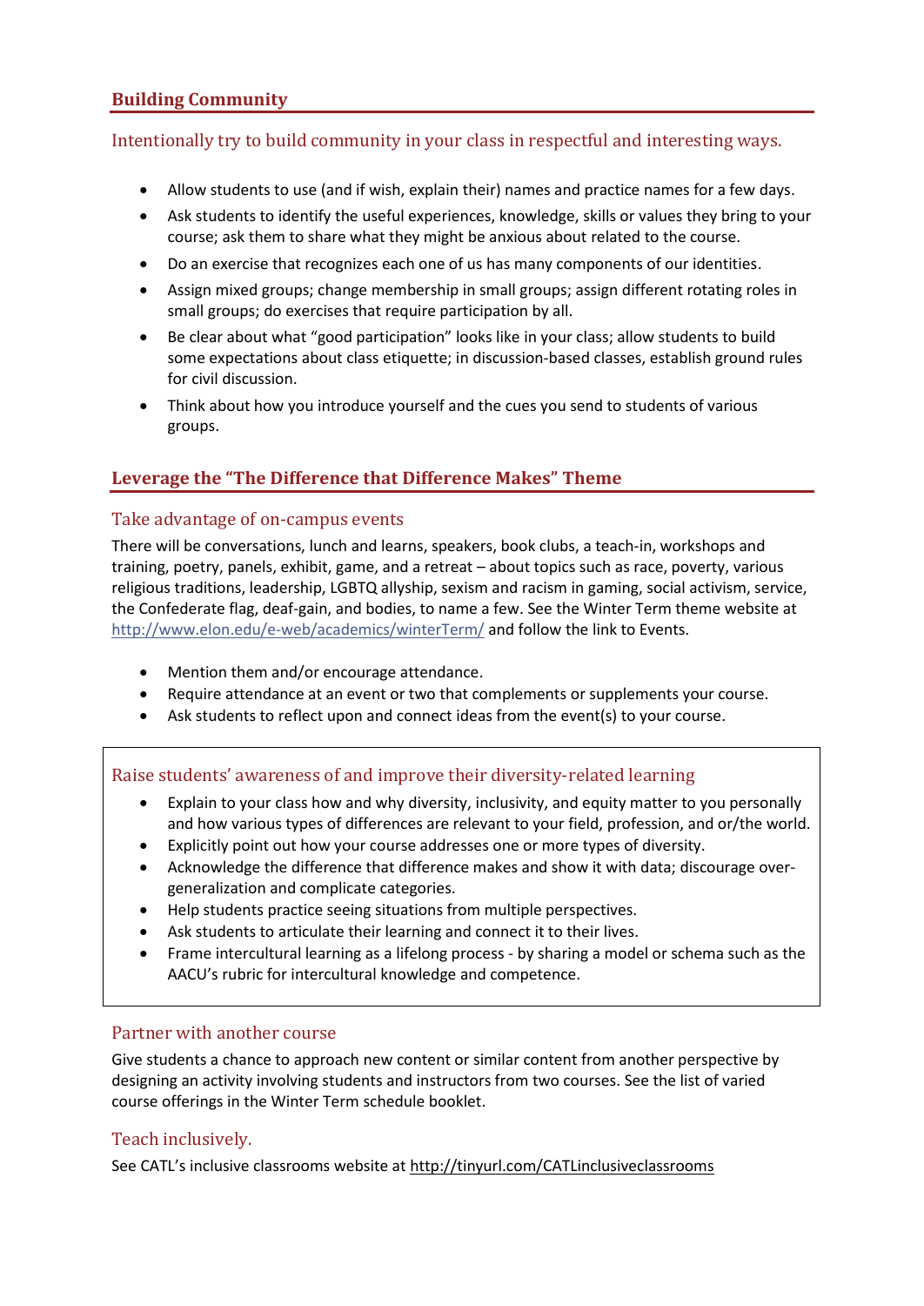## Building Community

### Intentionally try to build community in your class in respectful and interesting ways.

- Allow students to use (and if wish, explain their) names and practice names for a few days.
- Ask students to identify the useful experiences, knowledge, skills or values they bring to your course; ask them to share what they might be anxious about related to the course.
- Do an exercise that recognizes each one of us has many components of our identities.
- Assign mixed groups; change membership in small groups; assign different rotating roles in small groups; do exercises that require participation by all.
- Be clear about what "good participation" looks like in your class; allow students to build some expectations about class etiquette; in discussion-based classes, establish ground rules for civil discussion.
- Think about how you introduce yourself and the cues you send to students of various groups.

## Leverage the "The Difference that Difference Makes" Theme

### Take advantage of on-campus events

There will be conversations, lunch and learns, speakers, book clubs, a teach-in, workshops and training, poetry, panels, exhibit, game, and a retreat – about topics such as race, poverty, various religious traditions, leadership, LGBTQ allyship, sexism and racism in gaming, social activism, service, the Confederate flag, deaf-gain, and bodies, to name a few. See the Winter Term theme website at http://www.elon.edu/e-web/academics/winterTerm/ and follow the link to Events.

- Mention them and/or encourage attendance.
- Require attendance at an event or two that complements or supplements your course.
- Ask students to reflect upon and connect ideas from the event(s) to your course.

### Raise students' awareness of and improve their diversity-related learning

- Explain to your class how and why diversity, inclusivity, and equity matter to you personally and how various types of differences are relevant to your field, profession, and or/the world.
- Explicitly point out how your course addresses one or more types of diversity.
- Acknowledge the difference that difference makes and show it with data; discourage over-generalization and complicate categories.
- Help students practice seeing situations from multiple perspectives.
- Ask students to articulate their learning and connect it to their lives.
- Frame intercultural learning as a lifelong process - by sharing a model or schema such as the AACU's rubric for intercultural knowledge and competence.

### Partner with another course

Give students a chance to approach new content or similar content from another perspective by designing an activity involving students and instructors from two courses. See the list of varied course offerings in the Winter Term schedule booklet.

### Teach inclusively.

See CATL's inclusive classrooms website at http://tinyurl.com/CATLinclusiveclassrooms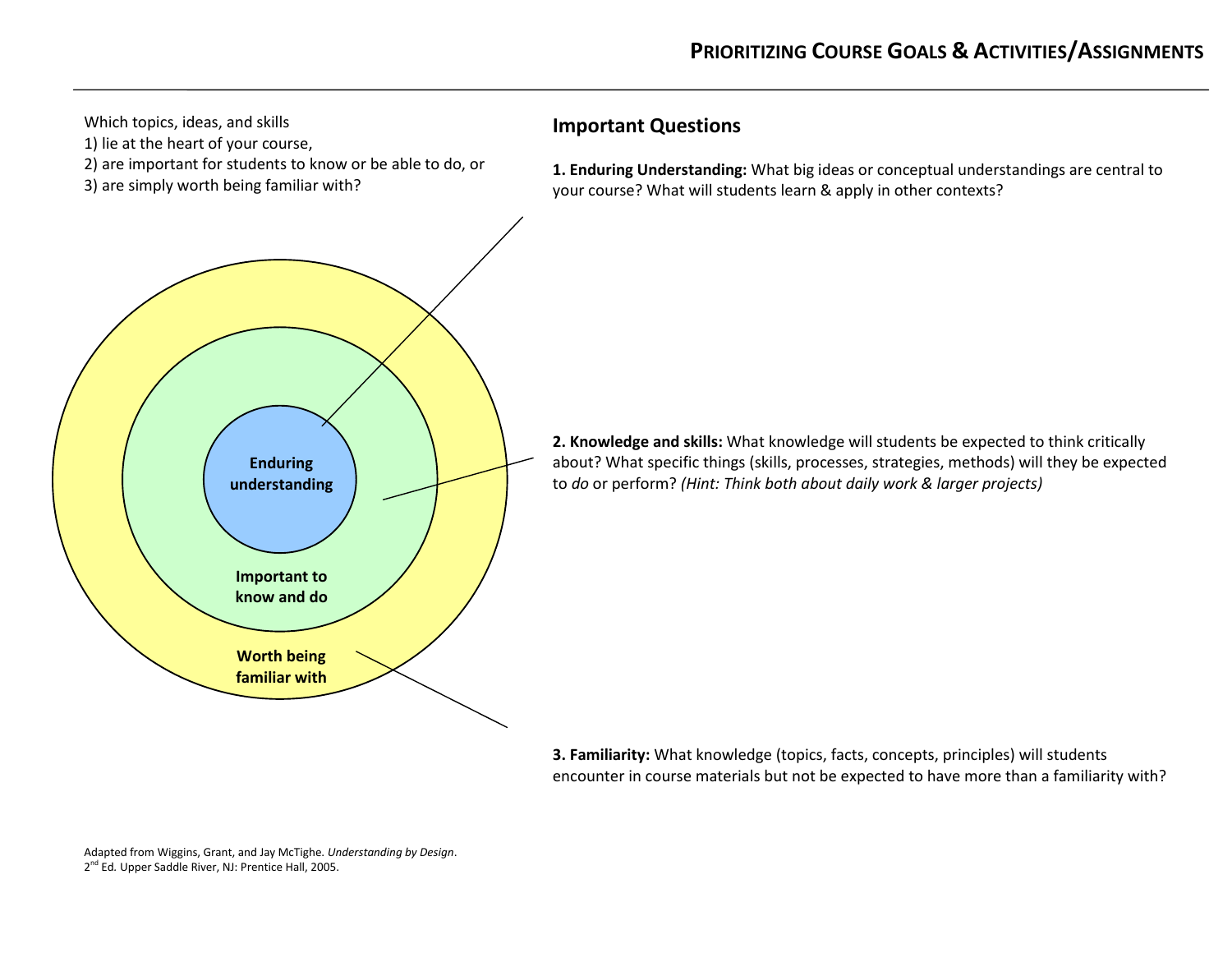## Prioritizing Course Goals & Activities/Assignments

Which topics, ideas, and skills
1) lie at the heart of your course,
2) are important for students to know or be able to do, or
3) are simply worth being familiar with?

**Enduring understanding**

**Important to know and do**

**Worth being familiar with**

### Important Questions

**1. Enduring Understanding:** What big ideas or conceptual understandings are central to your course? What will students learn & apply in other contexts?

**2. Knowledge and skills:** What knowledge will students be expected to think critically about? What specific things (skills, processes, strategies, methods) will they be expected to *do* or perform? *(Hint: Think both about daily work & larger projects)*

**3. Familiarity:** What knowledge (topics, facts, concepts, principles) will students encounter in course materials but not be expected to have more than a familiarity with?

Adapted from Wiggins, Grant, and Jay McTighe. *Understanding by Design*. 2nd Ed. Upper Saddle River, NJ: Prentice Hall, 2005.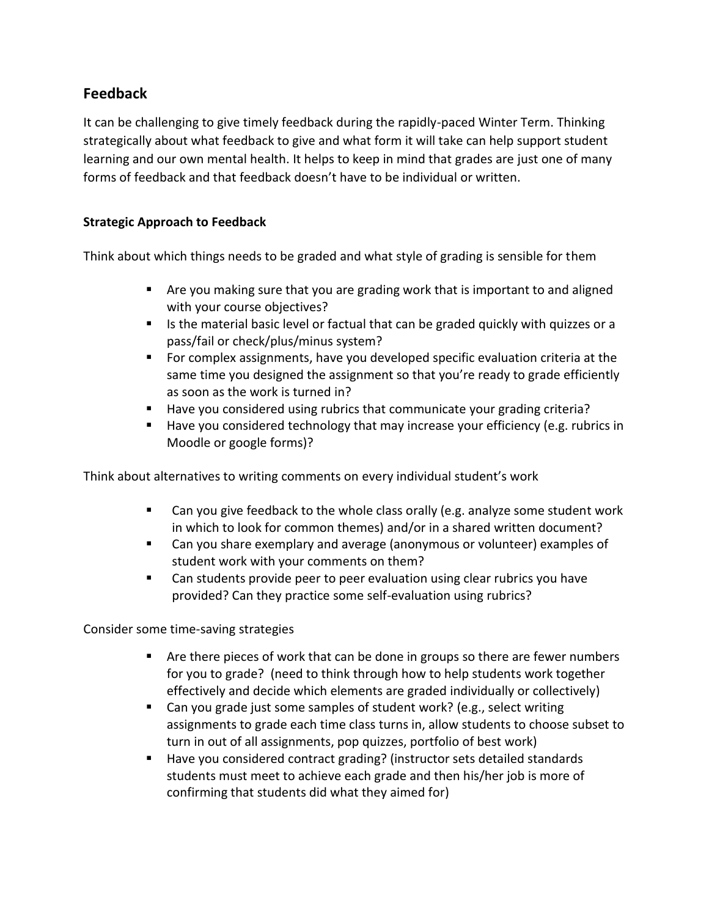## Feedback

It can be challenging to give timely feedback during the rapidly-paced Winter Term. Thinking strategically about what feedback to give and what form it will take can help support student learning and our own mental health. It helps to keep in mind that grades are just one of many forms of feedback and that feedback doesn't have to be individual or written.

### Strategic Approach to Feedback

Think about which things needs to be graded and what style of grading is sensible for them

- Are you making sure that you are grading work that is important to and aligned with your course objectives?
- Is the material basic level or factual that can be graded quickly with quizzes or a pass/fail or check/plus/minus system?
- For complex assignments, have you developed specific evaluation criteria at the same time you designed the assignment so that you're ready to grade efficiently as soon as the work is turned in?
- Have you considered using rubrics that communicate your grading criteria?
- Have you considered technology that may increase your efficiency (e.g. rubrics in Moodle or google forms)?

Think about alternatives to writing comments on every individual student's work

- Can you give feedback to the whole class orally (e.g. analyze some student work in which to look for common themes) and/or in a shared written document?
- Can you share exemplary and average (anonymous or volunteer) examples of student work with your comments on them?
- Can students provide peer to peer evaluation using clear rubrics you have provided? Can they practice some self-evaluation using rubrics?

Consider some time-saving strategies

- Are there pieces of work that can be done in groups so there are fewer numbers for you to grade? (need to think through how to help students work together effectively and decide which elements are graded individually or collectively)
- Can you grade just some samples of student work? (e.g., select writing assignments to grade each time class turns in, allow students to choose subset to turn in out of all assignments, pop quizzes, portfolio of best work)
- Have you considered contract grading? (instructor sets detailed standards students must meet to achieve each grade and then his/her job is more of confirming that students did what they aimed for)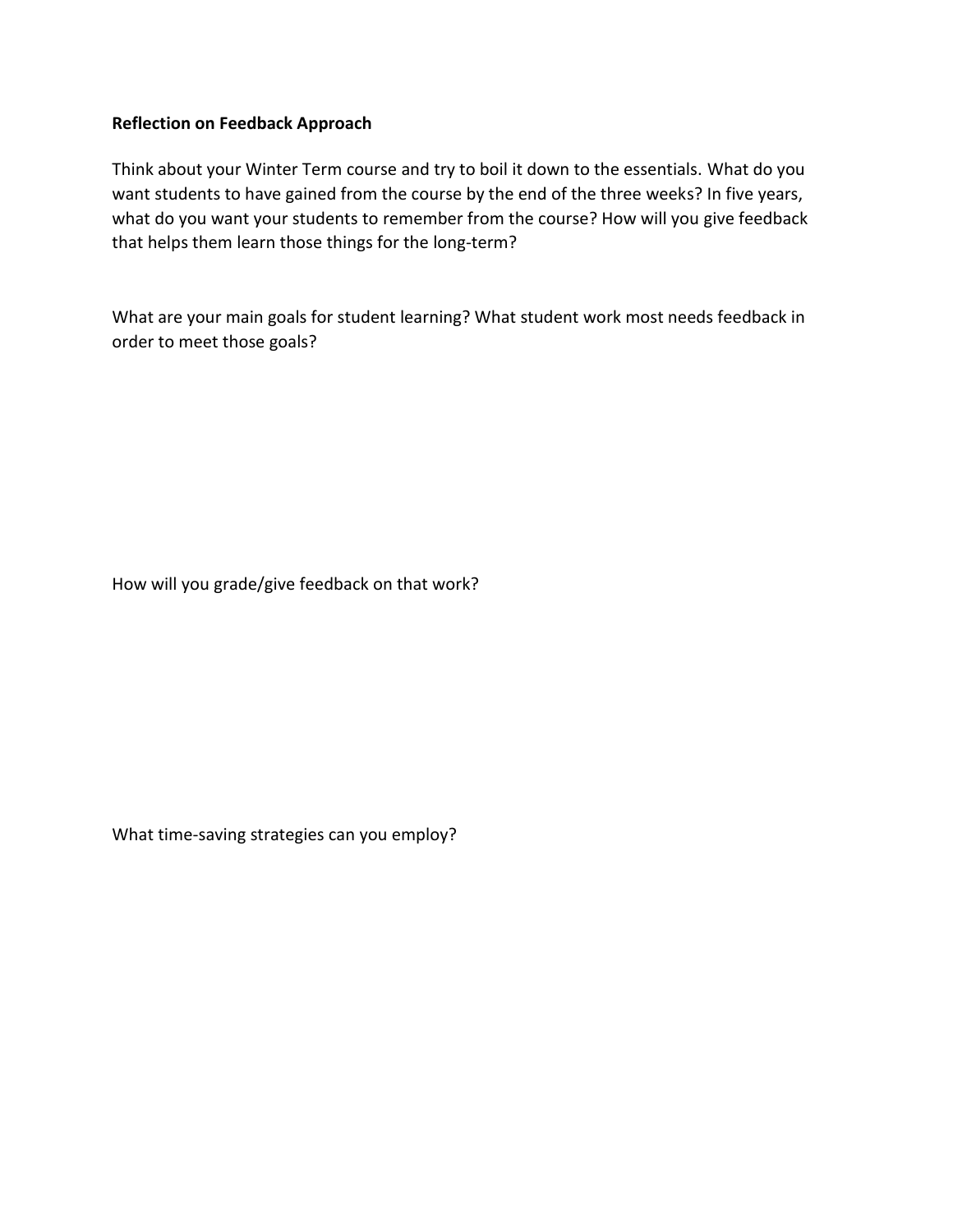**Reflection on Feedback Approach**

Think about your Winter Term course and try to boil it down to the essentials. What do you want students to have gained from the course by the end of the three weeks? In five years, what do you want your students to remember from the course? How will you give feedback that helps them learn those things for the long-term?

What are your main goals for student learning? What student work most needs feedback in order to meet those goals?

How will you grade/give feedback on that work?

What time-saving strategies can you employ?